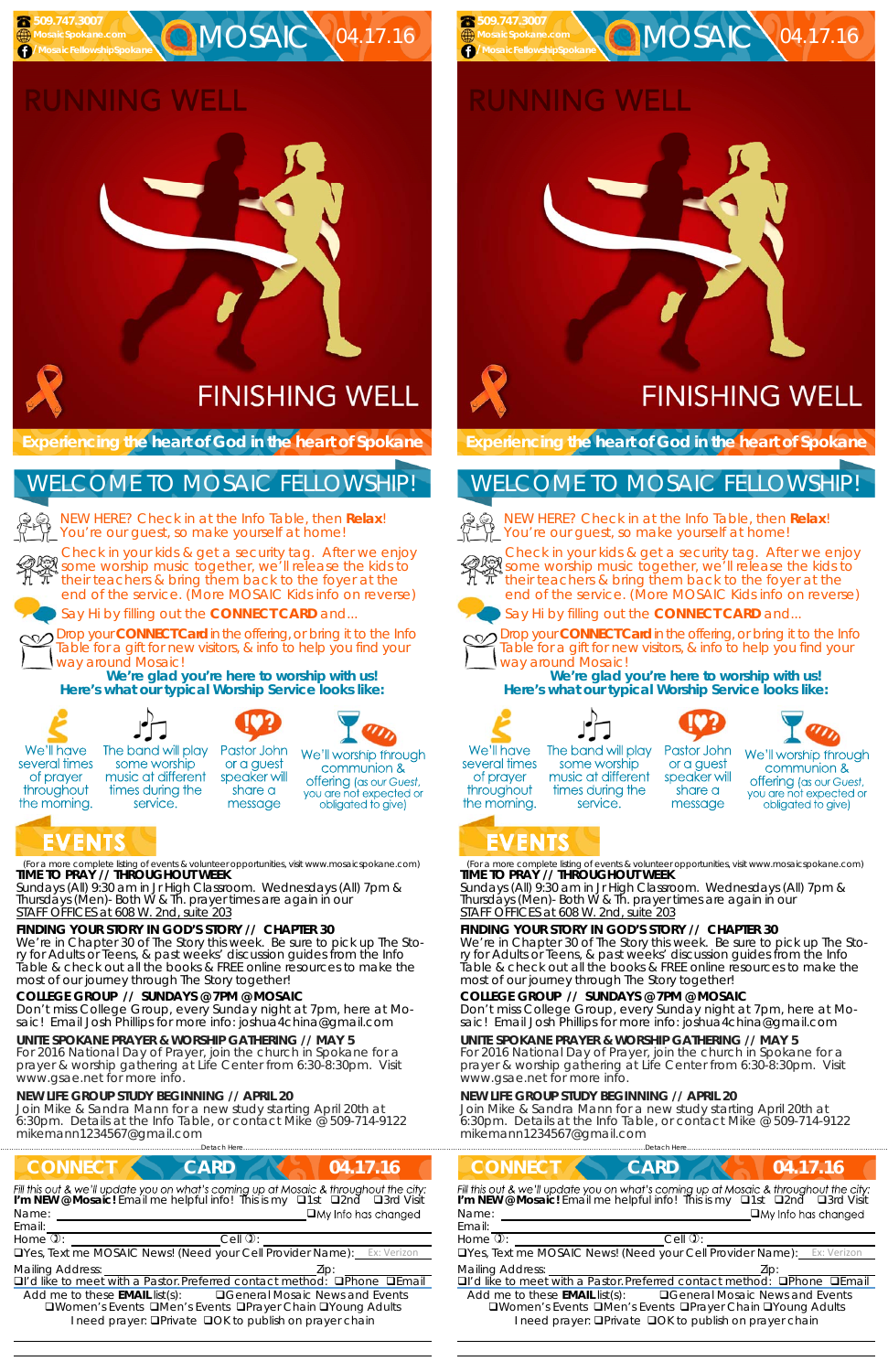509.747.3007
MosaicSpokane.com
/MosaicFellowshipSpokane

# MOSAIC 04.17.16

RUNNING WELL

FINISHING WELL

**Experiencing the heart of God in the heart of Spokane**

## WELCOME TO MOSAIC FELLOWSHIP!

NEW HERE? Check in at the Info Table, then **Relax**! You're our guest, so make yourself at home!

Check in your kids & get a security tag. After we enjoy some worship music together, we'll release the kids to their teachers & bring them back to the foyer at the end of the service. (More MOSAIC Kids info on reverse)

Say Hi by filling out the **CONNECT CARD** and...

Drop your **CONNECT Card** in the offering, or bring it to the Info Table for a gift for new visitors, & info to help you find your way around Mosaic!

**We're glad you're here to worship with us!**
**Here's what our typical Worship Service looks like:**

We'll have several times of prayer throughout the morning.

The band will play some worship music at different times during the service.

Pastor John or a guest speaker will share a message

We'll worship through communion & offering (as our Guest, you are not expected or obligated to give)

## EVENTS

(For a more complete listing of events & volunteer opportunities, visit www.mosaicspokane.com)

**TIME TO PRAY // THROUGHOUT WEEK**
Sundays (All) 9:30 am in Jr High Classroom. Wednesdays (All) 7pm & Thursdays (Men)- Both W & Th. prayer times are again in our STAFF OFFICES at 608 W. 2nd, suite 203

**FINDING YOUR STORY IN GOD'S STORY // CHAPTER 30**
We're in Chapter 30 of The Story this week. Be sure to pick up The Story for Adults or Teens, & past weeks' discussion guides from the Info Table & check out all the books & FREE online resources to make the most of our journey through The Story together!

**COLLEGE GROUP // SUNDAYS @ 7PM @ MOSAIC**
Don't miss College Group, every Sunday night at 7pm, here at Mosaic! Email Josh Phillips for more info: joshua4china@gmail.com

**UNITE SPOKANE PRAYER & WORSHIP GATHERING // MAY 5**
For 2016 National Day of Prayer, join the church in Spokane for a prayer & worship gathering at Life Center from 6:30-8:30pm. Visit www.gsae.net for more info.

**NEW LIFE GROUP STUDY BEGINNING // APRIL 20**
Join Mike & Sandra Mann for a new study starting April 20th at 6:30pm. Details at the Info Table, or contact Mike @ 509-714-9122 mikemann1234567@gmail.com

Detach Here

## CONNECT CARD 04.17.16

*Fill this out & we'll update you on what's coming up at Mosaic & throughout the city:*
**I'm NEW @ Mosaic!** Email me helpful info! This is my ❑1st ❑2nd ❑3rd Visit
Name: ____________ ❑My Info has changed
Email: ____________
Home: ____________ Cell: ____________
❑Yes, Text me MOSAIC News! (Need your Cell Provider Name): Ex: Verizon
Mailing Address: ____________ Zip: ______
❑I'd like to meet with a Pastor. Preferred contact method: ❑Phone ❑Email
Add me to these **EMAIL** list(s): ❑General Mosaic News and Events ❑Women's Events ❑Men's Events ❑Prayer Chain ❑Young Adults
I need prayer: ❑Private ❑OK to publish on prayer chain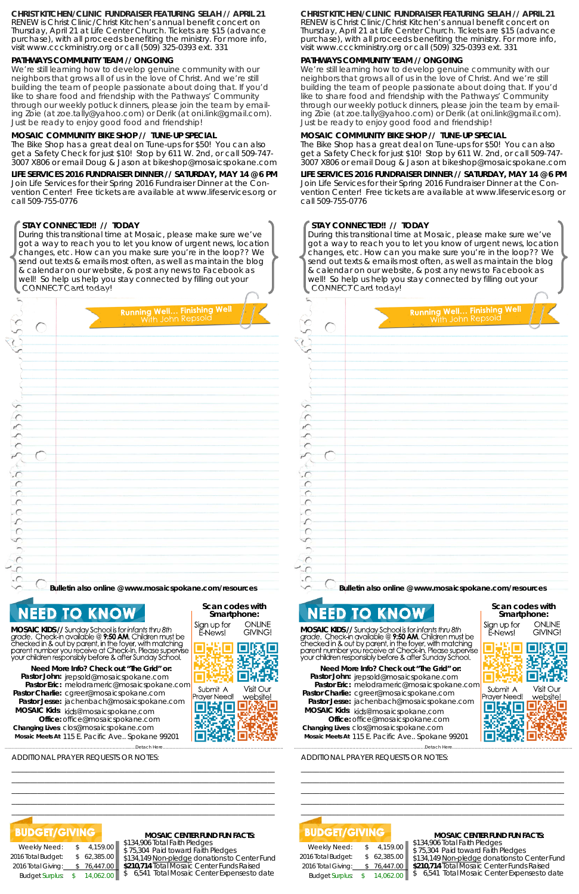**CHRIST KITCHEN/CLINIC FUNDRAISER FEATURING SELAH // APRIL 21**
RENEW is Christ Clinic/Christ Kitchen's annual benefit concert on Thursday, April 21 at Life Center Church. Tickets are $15 (advance purchase), with all proceeds benefiting the ministry. For more info, visit www.ccckministry.org or call (509) 325-0393 ext. 331

**PATHWAYS COMMUNITY TEAM // ONGOING**
We're still learning how to develop genuine community with our neighbors that grows all of us in the love of Christ. And we're still building the team of people passionate about doing that. If you'd like to share food and friendship with the Pathways' Community through our weekly potluck dinners, please join the team by emailing Zoie (at zoe.tally@yahoo.com) or Derik (at oni.link@gmail.com). Just be ready to enjoy good food and friendship!

**MOSAIC COMMUNITY BIKE SHOP // TUNE-UP SPECIAL**
The Bike Shop has a great deal on Tune-ups for $50! You can also get a Safety Check for just $10! Stop by 611 W. 2nd, or call 509-747-3007 X806 or email Doug & Jason at bikeshop@mosaicspokane.com

**LIFE SERVICES 2016 FUNDRAISER DINNER // SATURDAY, MAY 14 @ 6 PM**
Join Life Services for their Spring 2016 Fundraiser Dinner at the Convention Center! Free tickets are available at www.lifeservices.org or call 509-755-0776

**STAY CONNECTED!! // TODAY**
During this transitional time at Mosaic, please make sure we've got a way to reach you to let you know of urgent news, location changes, etc. How can you make sure you're in the loop?? We send out texts & emails most often, as well as maintain the blog & calendar on our website, & post any news to Facebook as well! So help us help you stay connected by filling out your CONNECT Card today!

**Running Well... Finishing Well**
With John Repsold

**Bulletin also online @www.mosaicspokane.com/resources**

# NEED TO KNOW

**MOSAIC KIDS//** *Sunday School is for infants thru 8th grade.* Check-in available @ **9:50 AM**. Children must be checked in & out by parent, in the foyer, with matching parent number you receive at Check-In. Please supervise your children responsibly before & after Sunday School.

**Need More Info? Check out "The Grid" or:**

**Pastor John:** jrepsold@mosaicspokane.com
**Pastor Eric:** melodrameric@mosaicspokane.com
**Pastor Charlie:** cgreer@mosaicspokane.com
**Pastor Jesse:** jachenbach@mosaicspokane.com
**MOSAIC Kids:** kids@mosaicspokane.com
**Office:** office@mosaicspokane.com
**Changing Lives:** clos@mosaicspokane.com
**Mosaic Meets At:** 115 E. Pacific Ave.. Spokane 99201

**Scan codes with Smartphone:**
Sign up for E-News! — ONLINE GIVING! — Submit A Prayer Need! — Visit Our website!

Detach Here

ADDITIONAL PRAYER REQUESTS OR NOTES:

## BUDGET/GIVING

| | | |
|---|---|---|
| Weekly Need: | $ | 4,159.00 |
| 2016 Total Budget: | $ | 62,385.00 |
| 2016 Total Giving: | $ | 76,447.00 |
| Budget Surplus | $ | 14,062.00 |

**MOSAIC CENTER FUND FUN FACTS:**
$134,906 Total Faith Pledges
$ 75,304 Paid toward Faith Pledges
$134,149 Non-pledge donations to Center Fund
**$210,714** Total Mosaic Center Funds Raised
$ 6,541 Total Mosaic Center Expenses to date